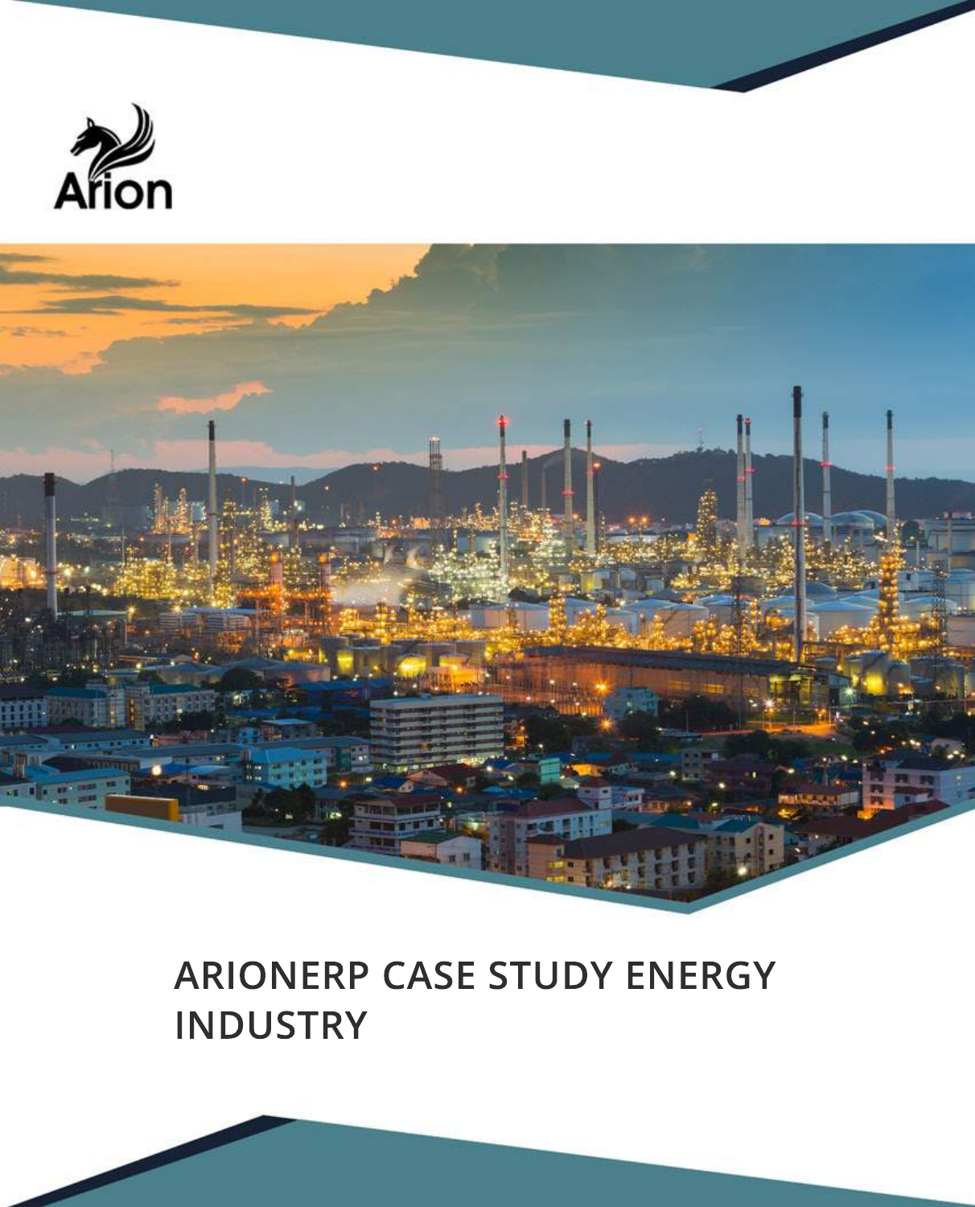Arion

# ARIONERP CASE STUDY ENERGY INDUSTRY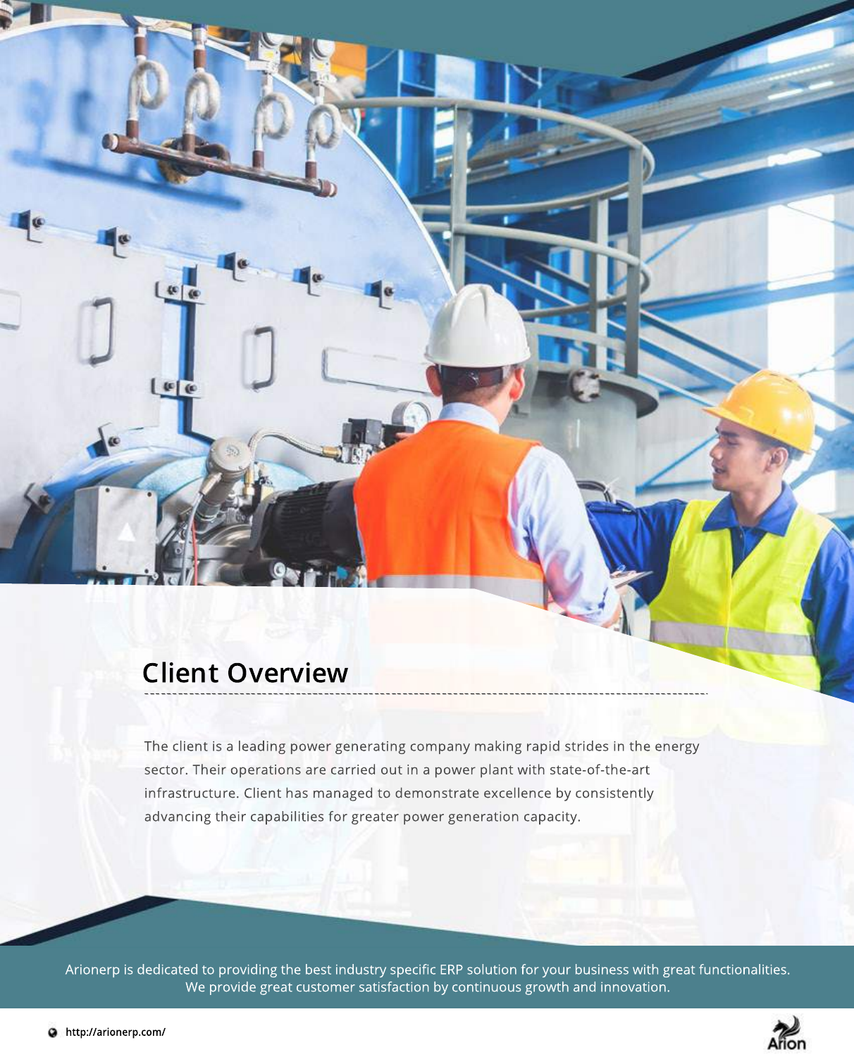## Client Overview

The client is a leading power generating company making rapid strides in the energy sector. Their operations are carried out in a power plant with state-of-the-art infrastructure. Client has managed to demonstrate excellence by consistently advancing their capabilities for greater power generation capacity.

Arionerp is dedicated to providing the best industry specific ERP solution for your business with great functionalities. We provide great customer satisfaction by continuous growth and innovation.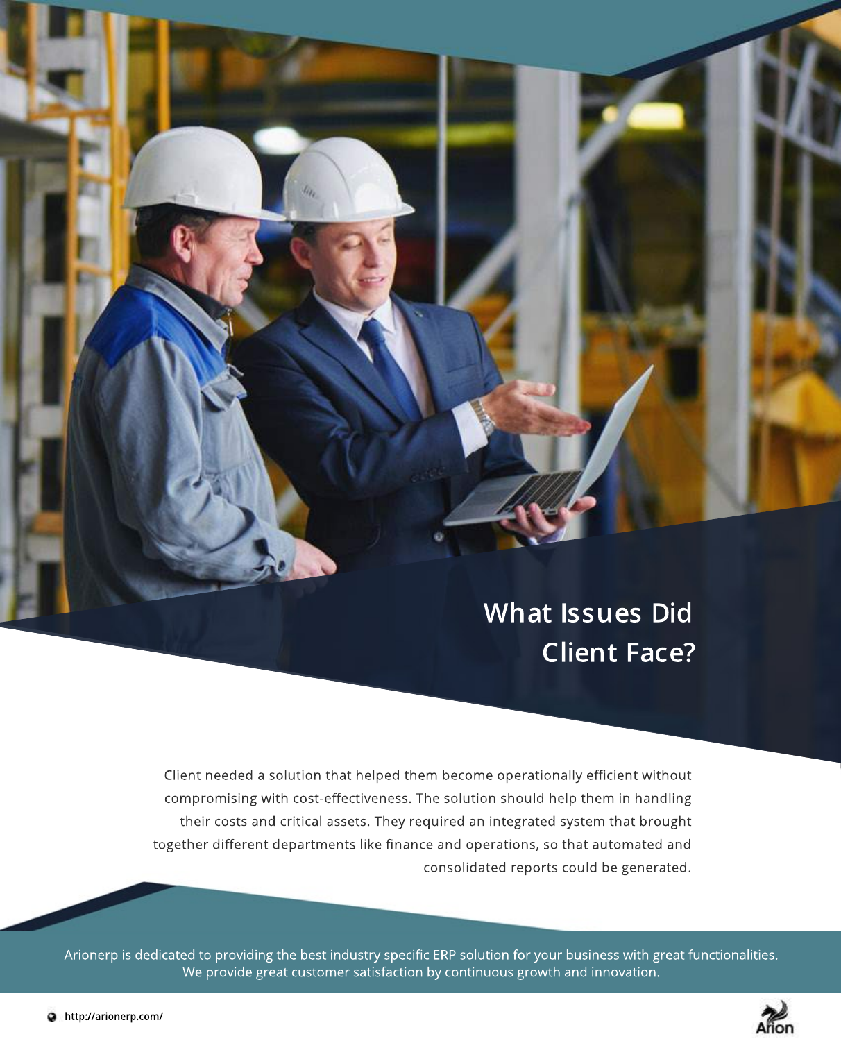## What Issues Did Client Face?

Client needed a solution that helped them become operationally efficient without compromising with cost-effectiveness. The solution should help them in handling their costs and critical assets. They required an integrated system that brought together different departments like finance and operations, so that automated and consolidated reports could be generated.

Arionerp is dedicated to providing the best industry specific ERP solution for your business with great functionalities. We provide great customer satisfaction by continuous growth and innovation.

http://arionerp.com/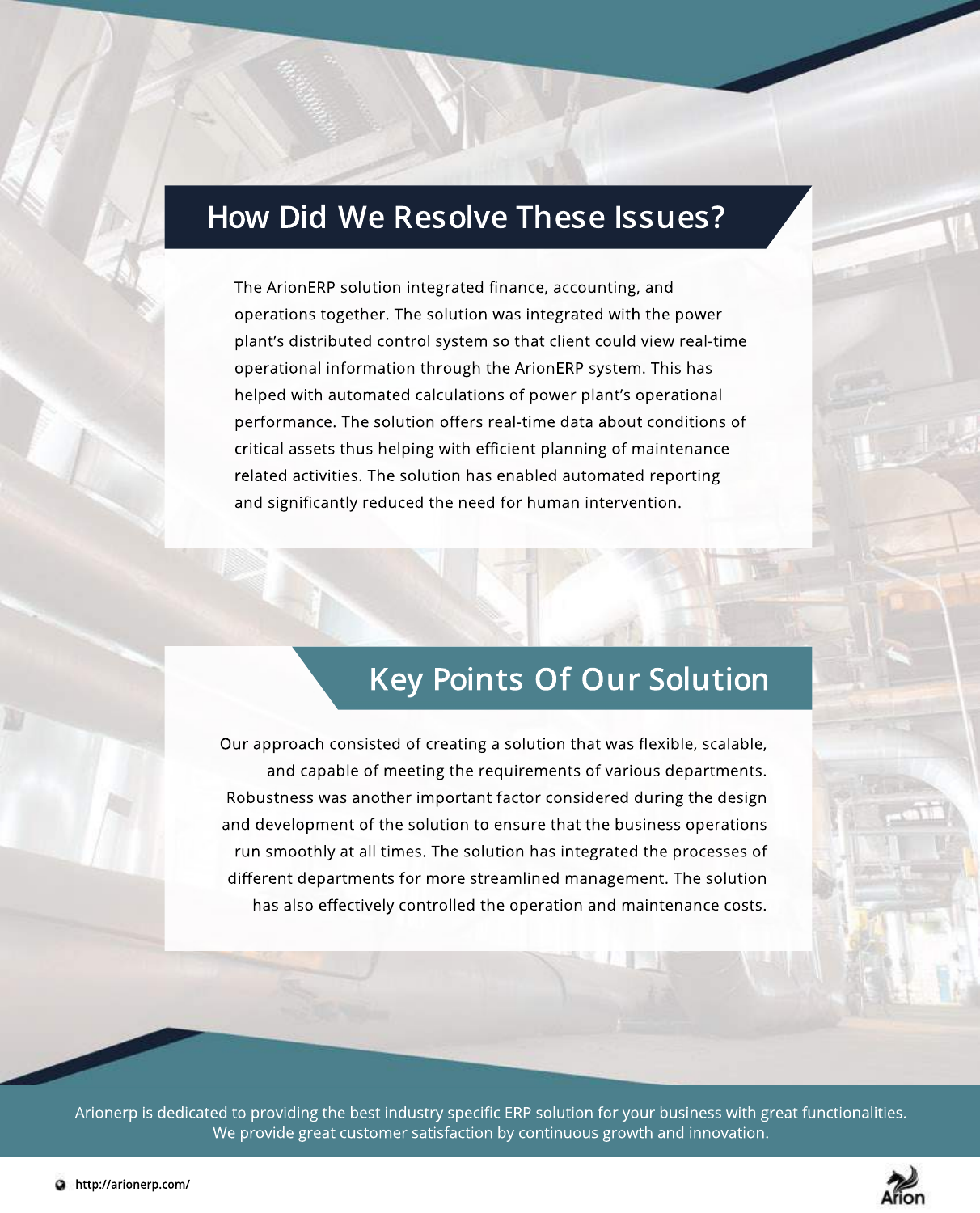## How Did We Resolve These Issues?

The ArionERP solution integrated finance, accounting, and operations together. The solution was integrated with the power plant's distributed control system so that client could view real-time operational information through the ArionERP system. This has helped with automated calculations of power plant's operational performance. The solution offers real-time data about conditions of critical assets thus helping with efficient planning of maintenance related activities. The solution has enabled automated reporting and significantly reduced the need for human intervention.

## Key Points Of Our Solution

Our approach consisted of creating a solution that was flexible, scalable, and capable of meeting the requirements of various departments. Robustness was another important factor considered during the design and development of the solution to ensure that the business operations run smoothly at all times. The solution has integrated the processes of different departments for more streamlined management. The solution has also effectively controlled the operation and maintenance costs.

Arionerp is dedicated to providing the best industry specific ERP solution for your business with great functionalities. We provide great customer satisfaction by continuous growth and innovation.

http://arionerp.com/

Arion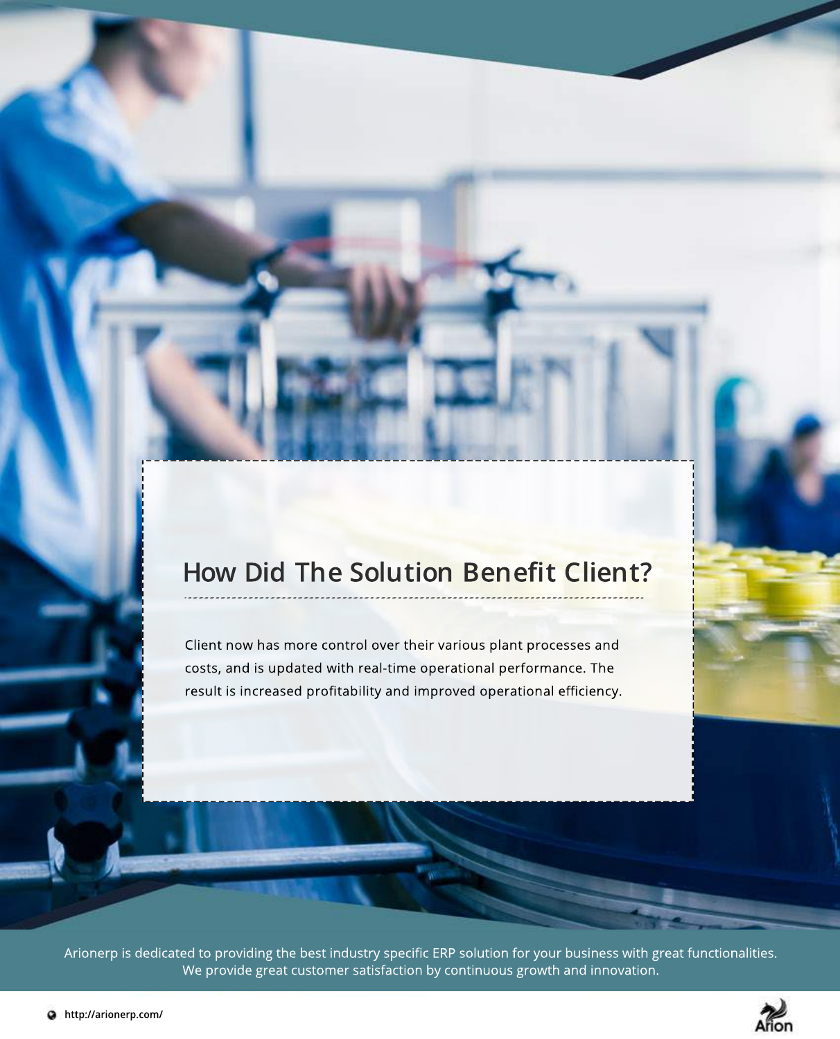## How Did The Solution Benefit Client?

Client now has more control over their various plant processes and costs, and is updated with real-time operational performance. The result is increased profitability and improved operational efficiency.

Arionerp is dedicated to providing the best industry specific ERP solution for your business with great functionalities. We provide great customer satisfaction by continuous growth and innovation.

http://arionerp.com/